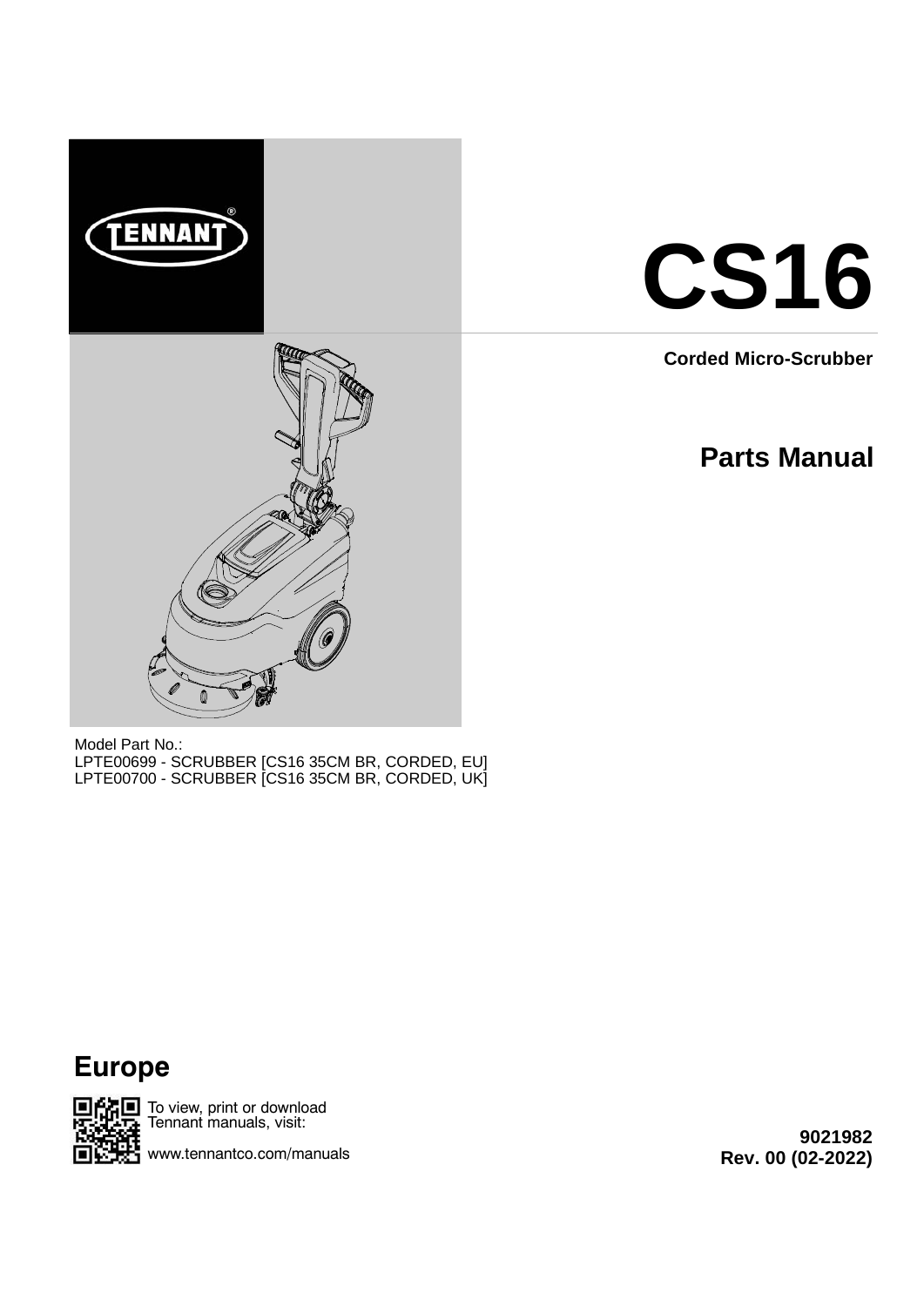TENNANT

# CS16

**Corded Micro-Scrubber**

## Parts Manual

Model Part No.:
LPTE00699 - SCRUBBER [CS16 35CM BR, CORDED, EU]
LPTE00700 - SCRUBBER [CS16 35CM BR, CORDED, UK]

## Europe

To view, print or download Tennant manuals, visit:

www.tennantco.com/manuals

**9021982**
**Rev. 00 (02-2022)**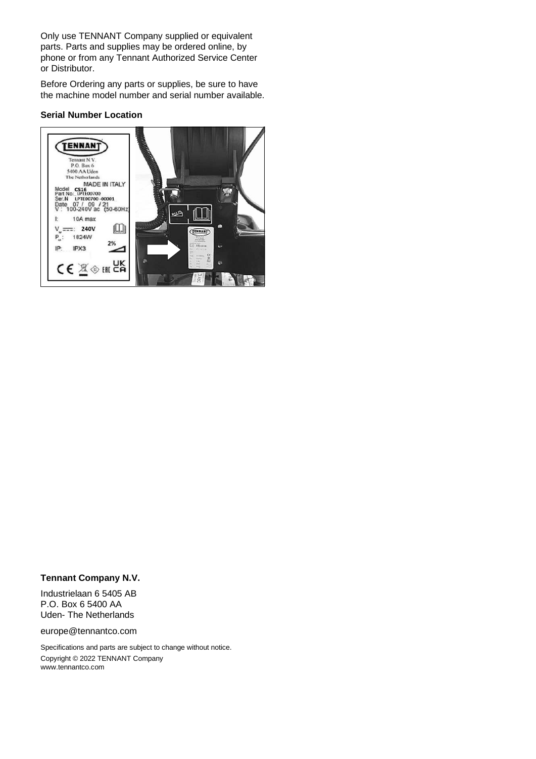Only use TENNANT Company supplied or equivalent parts. Parts and supplies may be ordered online, by phone or from any Tennant Authorized Service Center or Distributor.

Before Ordering any parts or supplies, be sure to have the machine model number and serial number available.

**Serial Number Location**

**Tennant Company N.V.**

Industrielaan 6 5405 AB
P.O. Box 6 5400 AA
Uden- The Netherlands

europe@tennantco.com

Specifications and parts are subject to change without notice.
Copyright © 2022 TENNANT Company
www.tennantco.com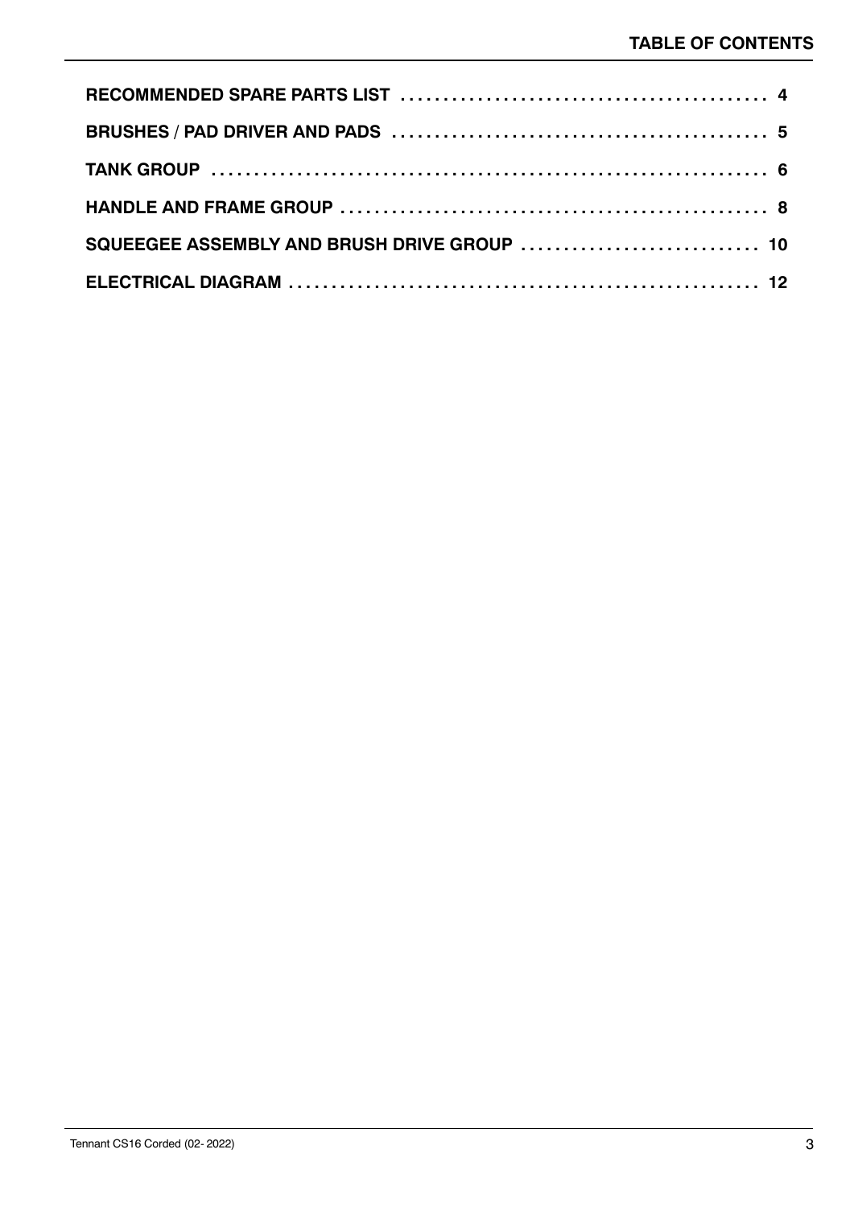# TABLE OF CONTENTS

**RECOMMENDED SPARE PARTS LIST** ........................................ **4**

**BRUSHES / PAD DRIVER AND PADS** ........................................ **5**

**TANK GROUP** ........................................ **6**

**HANDLE AND FRAME GROUP** ........................................ **8**

**SQUEEGEE ASSEMBLY AND BRUSH DRIVE GROUP** ........................................ **10**

**ELECTRICAL DIAGRAM** ........................................ **12**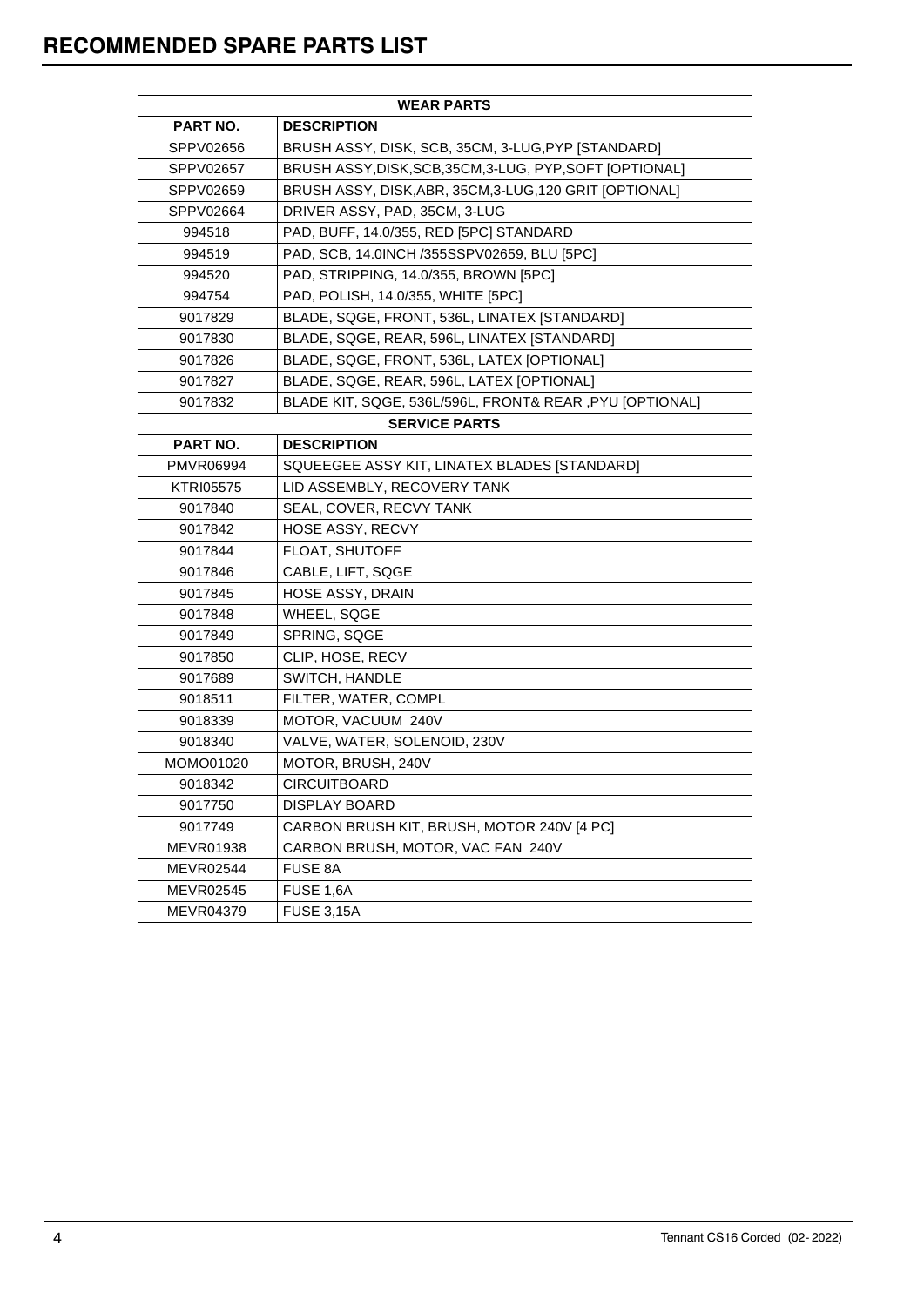# RECOMMENDED SPARE PARTS LIST

| WEAR PARTS | |
|---|---|
| **PART NO.** | **DESCRIPTION** |
| SPPV02656 | BRUSH ASSY, DISK, SCB, 35CM, 3-LUG,PYP [STANDARD] |
| SPPV02657 | BRUSH ASSY,DISK,SCB,35CM,3-LUG, PYP,SOFT [OPTIONAL] |
| SPPV02659 | BRUSH ASSY, DISK,ABR, 35CM,3-LUG,120 GRIT [OPTIONAL] |
| SPPV02664 | DRIVER ASSY, PAD, 35CM, 3-LUG |
| 994518 | PAD, BUFF, 14.0/355, RED [5PC] STANDARD |
| 994519 | PAD, SCB, 14.0INCH /355SSPV02659, BLU [5PC] |
| 994520 | PAD, STRIPPING, 14.0/355, BROWN [5PC] |
| 994754 | PAD, POLISH, 14.0/355, WHITE [5PC] |
| 9017829 | BLADE, SQGE, FRONT, 536L, LINATEX [STANDARD] |
| 9017830 | BLADE, SQGE, REAR, 596L, LINATEX [STANDARD] |
| 9017826 | BLADE, SQGE, FRONT, 536L, LATEX [OPTIONAL] |
| 9017827 | BLADE, SQGE, REAR, 596L, LATEX [OPTIONAL] |
| 9017832 | BLADE KIT, SQGE, 536L/596L, FRONT& REAR ,PYU [OPTIONAL] |
| **SERVICE PARTS** | |
| **PART NO.** | **DESCRIPTION** |
| PMVR06994 | SQUEEGEE ASSY KIT, LINATEX BLADES [STANDARD] |
| KTRI05575 | LID ASSEMBLY, RECOVERY TANK |
| 9017840 | SEAL, COVER, RECVY TANK |
| 9017842 | HOSE ASSY, RECVY |
| 9017844 | FLOAT, SHUTOFF |
| 9017846 | CABLE, LIFT, SQGE |
| 9017845 | HOSE ASSY, DRAIN |
| 9017848 | WHEEL, SQGE |
| 9017849 | SPRING, SQGE |
| 9017850 | CLIP, HOSE, RECV |
| 9017689 | SWITCH, HANDLE |
| 9018511 | FILTER, WATER, COMPL |
| 9018339 | MOTOR, VACUUM 240V |
| 9018340 | VALVE, WATER, SOLENOID, 230V |
| MOMO01020 | MOTOR, BRUSH, 240V |
| 9018342 | CIRCUITBOARD |
| 9017750 | DISPLAY BOARD |
| 9017749 | CARBON BRUSH KIT, BRUSH, MOTOR 240V [4 PC] |
| MEVR01938 | CARBON BRUSH, MOTOR, VAC FAN 240V |
| MEVR02544 | FUSE 8A |
| MEVR02545 | FUSE 1,6A |
| MEVR04379 | FUSE 3,15A |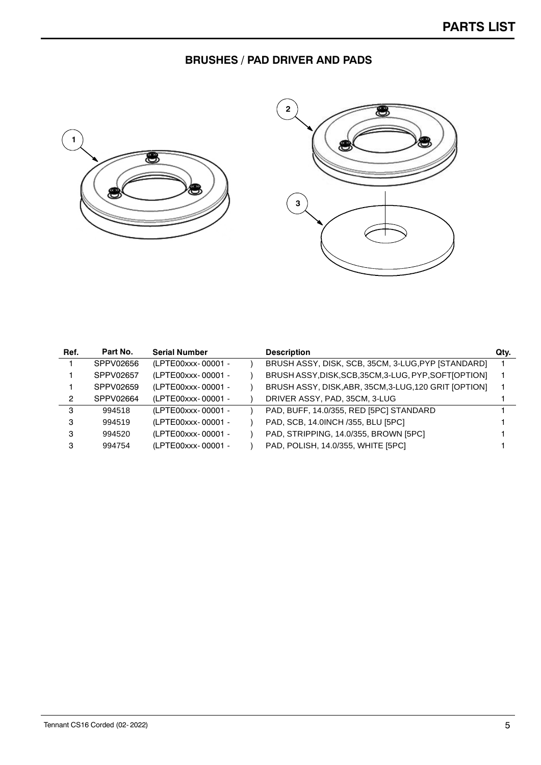# PARTS LIST

## BRUSHES / PAD DRIVER AND PADS

| Ref. | Part No. | Serial Number | Description | Qty. |
|---|---|---|---|---|
| 1 | SPPV02656 | (LPTE00xxx- 00001 - ) | BRUSH ASSY, DISK, SCB, 35CM, 3-LUG,PYP [STANDARD] | 1 |
| 1 | SPPV02657 | (LPTE00xxx- 00001 - ) | BRUSH ASSY,DISK,SCB,35CM,3-LUG, PYP,SOFT[OPTION] | 1 |
| 1 | SPPV02659 | (LPTE00xxx- 00001 - ) | BRUSH ASSY, DISK,ABR, 35CM,3-LUG,120 GRIT [OPTION] | 1 |
| 2 | SPPV02664 | (LPTE00xxx- 00001 - ) | DRIVER ASSY, PAD, 35CM, 3-LUG | 1 |
| 3 | 994518 | (LPTE00xxx- 00001 - ) | PAD, BUFF, 14.0/355, RED [5PC] STANDARD | 1 |
| 3 | 994519 | (LPTE00xxx- 00001 - ) | PAD, SCB, 14.0INCH /355, BLU [5PC] | 1 |
| 3 | 994520 | (LPTE00xxx- 00001 - ) | PAD, STRIPPING, 14.0/355, BROWN [5PC] | 1 |
| 3 | 994754 | (LPTE00xxx- 00001 - ) | PAD, POLISH, 14.0/355, WHITE [5PC] | 1 |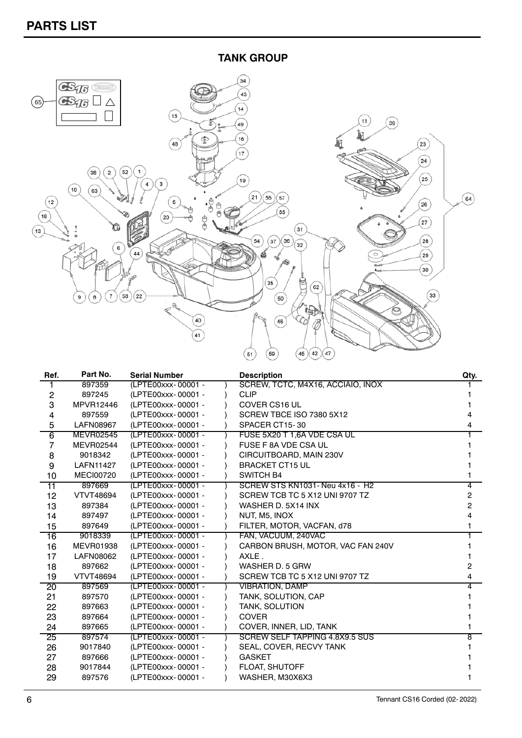# PARTS LIST

## TANK GROUP

| Ref. | Part No. | Serial Number | Description | Qty. |
|---|---|---|---|---|
| 1 | 897359 | (LPTE00xxx- 00001 - ) | SCREW, TCTC, M4X16, ACCIAIO, INOX | 1 |
| 2 | 897245 | (LPTE00xxx- 00001 - ) | CLIP | 1 |
| 3 | MPVR12446 | (LPTE00xxx- 00001 - ) | COVER CS16 UL | 1 |
| 4 | 897559 | (LPTE00xxx- 00001 - ) | SCREW TBCE ISO 7380 5X12 | 4 |
| 5 | LAFN08967 | (LPTE00xxx- 00001 - ) | SPACER CT15- 30 | 4 |
| 6 | MEVR02545 | (LPTE00xxx- 00001 - ) | FUSE 5X20 T 1,6A VDE CSA UL | 1 |
| 7 | MEVR02544 | (LPTE00xxx- 00001 - ) | FUSE F 8A VDE CSA UL | 1 |
| 8 | 9018342 | (LPTE00xxx- 00001 - ) | CIRCUITBOARD, MAIN 230V | 1 |
| 9 | LAFN11427 | (LPTE00xxx- 00001 - ) | BRACKET CT15 UL | 1 |
| 10 | MECI00720 | (LPTE00xxx- 00001 - ) | SWITCH B4 | 1 |
| 11 | 897669 | (LPTE00xxx- 00001 - ) | SCREW STS KN1031- Neu 4x16 - H2 | 4 |
| 12 | VTVT48694 | (LPTE00xxx- 00001 - ) | SCREW TCB TC 5 X12 UNI 9707 TZ | 2 |
| 13 | 897384 | (LPTE00xxx- 00001 - ) | WASHER D. 5X14 INX | 2 |
| 14 | 897497 | (LPTE00xxx- 00001 - ) | NUT, M5, INOX | 4 |
| 15 | 897649 | (LPTE00xxx- 00001 - ) | FILTER, MOTOR, VACFAN, d78 | 1 |
| 16 | 9018339 | (LPTE00xxx- 00001 - ) | FAN, VACUUM, 240VAC | 1 |
| 16 | MEVR01938 | (LPTE00xxx- 00001 - ) | CARBON BRUSH, MOTOR, VAC FAN 240V | 1 |
| 17 | LAFN08062 | (LPTE00xxx- 00001 - ) | AXLE . | 1 |
| 18 | 897662 | (LPTE00xxx- 00001 - ) | WASHER D. 5 GRW | 2 |
| 19 | VTVT48694 | (LPTE00xxx- 00001 - ) | SCREW TCB TC 5 X12 UNI 9707 TZ | 4 |
| 20 | 897569 | (LPTE00xxx- 00001 - ) | VIBRATION, DAMP | 4 |
| 21 | 897570 | (LPTE00xxx- 00001 - ) | TANK, SOLUTION, CAP | 1 |
| 22 | 897663 | (LPTE00xxx- 00001 - ) | TANK, SOLUTION | 1 |
| 23 | 897664 | (LPTE00xxx- 00001 - ) | COVER | 1 |
| 24 | 897665 | (LPTE00xxx- 00001 - ) | COVER, INNER, LID, TANK | 1 |
| 25 | 897574 | (LPTE00xxx- 00001 - ) | SCREW SELF TAPPING 4.8X9.5 SUS | 8 |
| 26 | 9017840 | (LPTE00xxx- 00001 - ) | SEAL, COVER, RECVY TANK | 1 |
| 27 | 897666 | (LPTE00xxx- 00001 - ) | GASKET | 1 |
| 28 | 9017844 | (LPTE00xxx- 00001 - ) | FLOAT, SHUTOFF | 1 |
| 29 | 897576 | (LPTE00xxx- 00001 - ) | WASHER, M30X6X3 | 1 |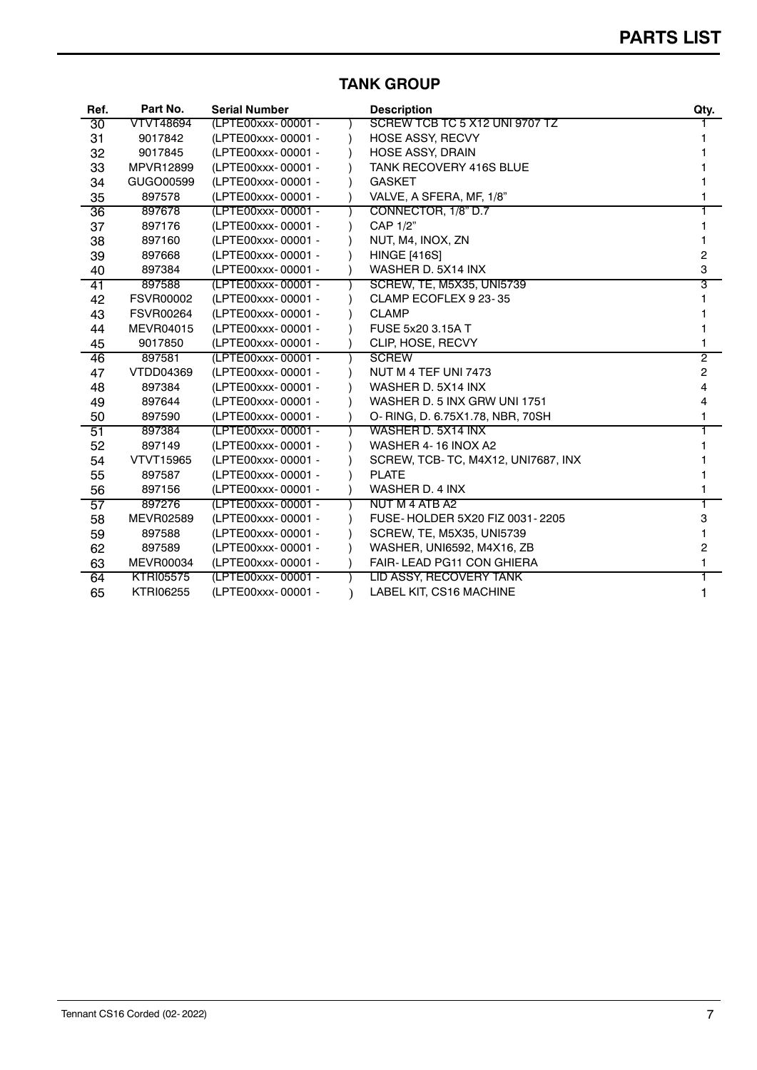# PARTS LIST

## TANK GROUP

| Ref. | Part No. | Serial Number | Description | Qty. |
|---|---|---|---|---|
| 30 | VTVT48694 | (LPTE00xxx- 00001 - ) | SCREW TCB TC 5 X12 UNI 9707 TZ | 1 |
| 31 | 9017842 | (LPTE00xxx- 00001 - ) | HOSE ASSY, RECVY | 1 |
| 32 | 9017845 | (LPTE00xxx- 00001 - ) | HOSE ASSY, DRAIN | 1 |
| 33 | MPVR12899 | (LPTE00xxx- 00001 - ) | TANK RECOVERY 416S BLUE | 1 |
| 34 | GUGO00599 | (LPTE00xxx- 00001 - ) | GASKET | 1 |
| 35 | 897578 | (LPTE00xxx- 00001 - ) | VALVE, A SFERA, MF, 1/8" | 1 |
| 36 | 897678 | (LPTE00xxx- 00001 - ) | CONNECTOR, 1/8" D.7 | 1 |
| 37 | 897176 | (LPTE00xxx- 00001 - ) | CAP 1/2" | 1 |
| 38 | 897160 | (LPTE00xxx- 00001 - ) | NUT, M4, INOX, ZN | 1 |
| 39 | 897668 | (LPTE00xxx- 00001 - ) | HINGE [416S] | 2 |
| 40 | 897384 | (LPTE00xxx- 00001 - ) | WASHER D. 5X14 INX | 3 |
| 41 | 897588 | (LPTE00xxx- 00001 - ) | SCREW, TE, M5X35, UNI5739 | 3 |
| 42 | FSVR00002 | (LPTE00xxx- 00001 - ) | CLAMP ECOFLEX 9 23- 35 | 1 |
| 43 | FSVR00264 | (LPTE00xxx- 00001 - ) | CLAMP | 1 |
| 44 | MEVR04015 | (LPTE00xxx- 00001 - ) | FUSE 5x20 3.15A T | 1 |
| 45 | 9017850 | (LPTE00xxx- 00001 - ) | CLIP, HOSE, RECVY | 1 |
| 46 | 897581 | (LPTE00xxx- 00001 - ) | SCREW | 2 |
| 47 | VTDD04369 | (LPTE00xxx- 00001 - ) | NUT M 4 TEF UNI 7473 | 2 |
| 48 | 897384 | (LPTE00xxx- 00001 - ) | WASHER D. 5X14 INX | 4 |
| 49 | 897644 | (LPTE00xxx- 00001 - ) | WASHER D. 5 INX GRW UNI 1751 | 4 |
| 50 | 897590 | (LPTE00xxx- 00001 - ) | O- RING, D. 6.75X1.78, NBR, 70SH | 1 |
| 51 | 897384 | (LPTE00xxx- 00001 - ) | WASHER D. 5X14 INX | 1 |
| 52 | 897149 | (LPTE00xxx- 00001 - ) | WASHER 4- 16 INOX A2 | 1 |
| 54 | VTVT15965 | (LPTE00xxx- 00001 - ) | SCREW, TCB- TC, M4X12, UNI7687, INX | 1 |
| 55 | 897587 | (LPTE00xxx- 00001 - ) | PLATE | 1 |
| 56 | 897156 | (LPTE00xxx- 00001 - ) | WASHER D. 4 INX | 1 |
| 57 | 897276 | (LPTE00xxx- 00001 - ) | NUT M 4 ATB A2 | 1 |
| 58 | MEVR02589 | (LPTE00xxx- 00001 - ) | FUSE- HOLDER 5X20 FIZ 0031- 2205 | 3 |
| 59 | 897588 | (LPTE00xxx- 00001 - ) | SCREW, TE, M5X35, UNI5739 | 1 |
| 62 | 897589 | (LPTE00xxx- 00001 - ) | WASHER, UNI6592, M4X16, ZB | 2 |
| 63 | MEVR00034 | (LPTE00xxx- 00001 - ) | FAIR- LEAD PG11 CON GHIERA | 1 |
| 64 | KTRI05575 | (LPTE00xxx- 00001 - ) | LID ASSY, RECOVERY TANK | 1 |
| 65 | KTRI06255 | (LPTE00xxx- 00001 - ) | LABEL KIT, CS16 MACHINE | 1 |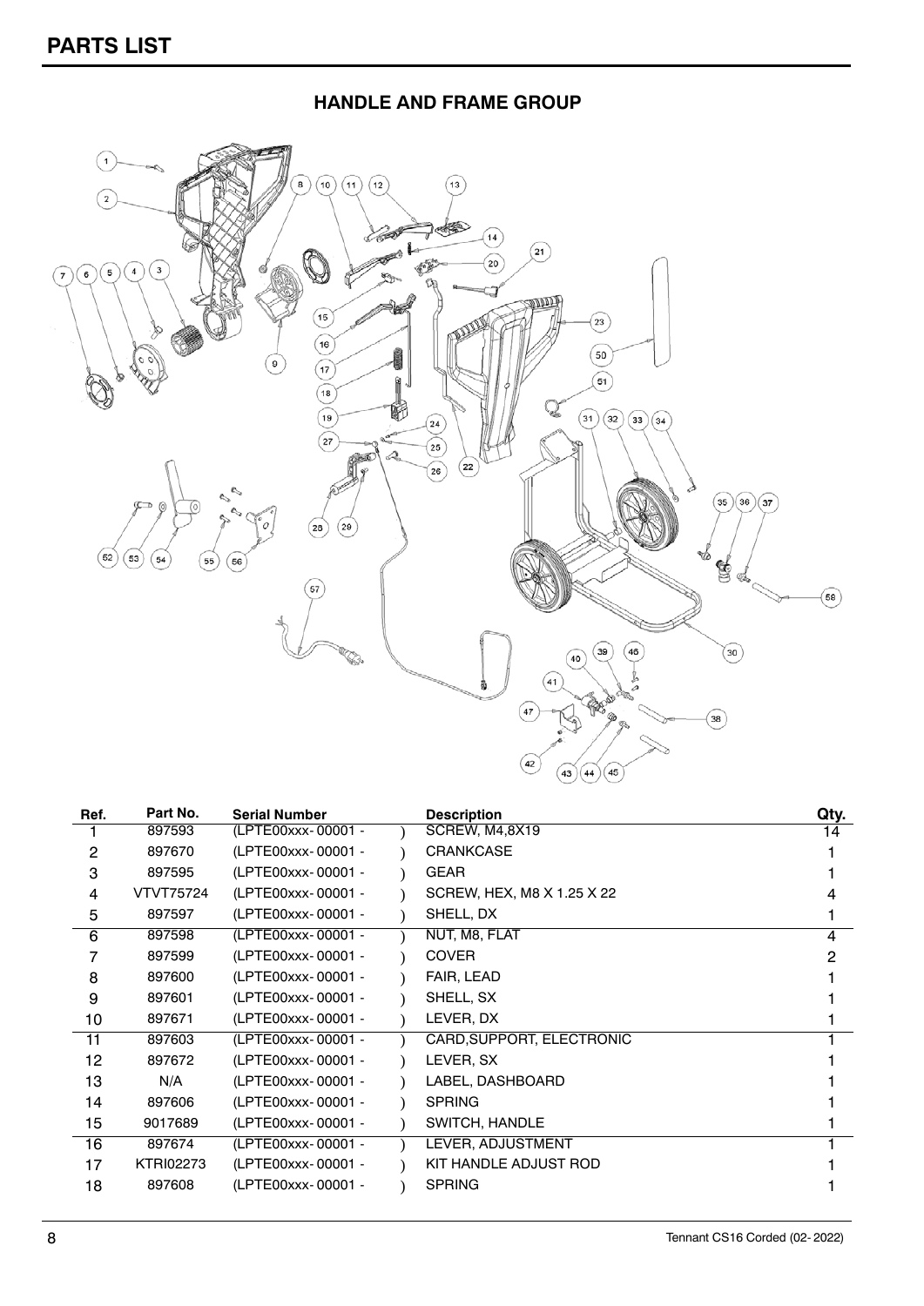# PARTS LIST

## HANDLE AND FRAME GROUP

| Ref. | Part No. | Serial Number | Description | Qty. |
|---|---|---|---|---|
| 1 | 897593 | (LPTE00xxx- 00001 - ) | SCREW, M4,8X19 | 14 |
| 2 | 897670 | (LPTE00xxx- 00001 - ) | CRANKCASE | 1 |
| 3 | 897595 | (LPTE00xxx- 00001 - ) | GEAR | 1 |
| 4 | VTVT75724 | (LPTE00xxx- 00001 - ) | SCREW, HEX, M8 X 1.25 X 22 | 4 |
| 5 | 897597 | (LPTE00xxx- 00001 - ) | SHELL, DX | 1 |
| 6 | 897598 | (LPTE00xxx- 00001 - ) | NUT, M8, FLAT | 4 |
| 7 | 897599 | (LPTE00xxx- 00001 - ) | COVER | 2 |
| 8 | 897600 | (LPTE00xxx- 00001 - ) | FAIR, LEAD | 1 |
| 9 | 897601 | (LPTE00xxx- 00001 - ) | SHELL, SX | 1 |
| 10 | 897671 | (LPTE00xxx- 00001 - ) | LEVER, DX | 1 |
| 11 | 897603 | (LPTE00xxx- 00001 - ) | CARD,SUPPORT, ELECTRONIC | 1 |
| 12 | 897672 | (LPTE00xxx- 00001 - ) | LEVER, SX | 1 |
| 13 | N/A | (LPTE00xxx- 00001 - ) | LABEL, DASHBOARD | 1 |
| 14 | 897606 | (LPTE00xxx- 00001 - ) | SPRING | 1 |
| 15 | 9017689 | (LPTE00xxx- 00001 - ) | SWITCH, HANDLE | 1 |
| 16 | 897674 | (LPTE00xxx- 00001 - ) | LEVER, ADJUSTMENT | 1 |
| 17 | KTRI02273 | (LPTE00xxx- 00001 - ) | KIT HANDLE ADJUST ROD | 1 |
| 18 | 897608 | (LPTE00xxx- 00001 - ) | SPRING | 1 |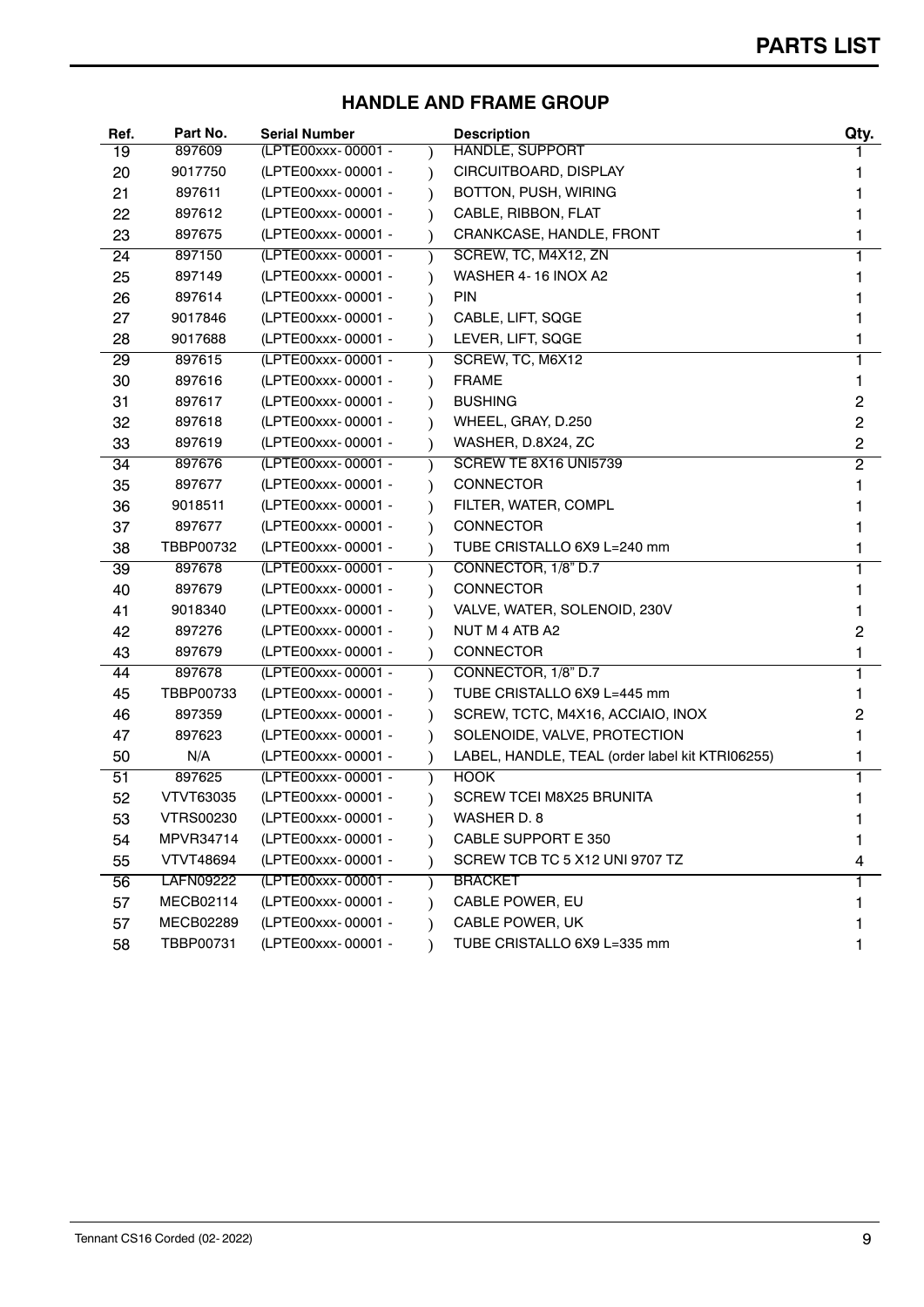# PARTS LIST

## HANDLE AND FRAME GROUP

| Ref. | Part No. | Serial Number | | Description | Qty. |
|---|---|---|---|---|---|
| 19 | 897609 | (LPTE00xxx- 00001 - | ) | HANDLE, SUPPORT | 1 |
| 20 | 9017750 | (LPTE00xxx- 00001 - | ) | CIRCUITBOARD, DISPLAY | 1 |
| 21 | 897611 | (LPTE00xxx- 00001 - | ) | BOTTON, PUSH, WIRING | 1 |
| 22 | 897612 | (LPTE00xxx- 00001 - | ) | CABLE, RIBBON, FLAT | 1 |
| 23 | 897675 | (LPTE00xxx- 00001 - | ) | CRANKCASE, HANDLE, FRONT | 1 |
| 24 | 897150 | (LPTE00xxx- 00001 - | ) | SCREW, TC, M4X12, ZN | 1 |
| 25 | 897149 | (LPTE00xxx- 00001 - | ) | WASHER 4- 16 INOX A2 | 1 |
| 26 | 897614 | (LPTE00xxx- 00001 - | ) | PIN | 1 |
| 27 | 9017846 | (LPTE00xxx- 00001 - | ) | CABLE, LIFT, SQGE | 1 |
| 28 | 9017688 | (LPTE00xxx- 00001 - | ) | LEVER, LIFT, SQGE | 1 |
| 29 | 897615 | (LPTE00xxx- 00001 - | ) | SCREW, TC, M6X12 | 1 |
| 30 | 897616 | (LPTE00xxx- 00001 - | ) | FRAME | 1 |
| 31 | 897617 | (LPTE00xxx- 00001 - | ) | BUSHING | 2 |
| 32 | 897618 | (LPTE00xxx- 00001 - | ) | WHEEL, GRAY, D.250 | 2 |
| 33 | 897619 | (LPTE00xxx- 00001 - | ) | WASHER, D.8X24, ZC | 2 |
| 34 | 897676 | (LPTE00xxx- 00001 - | ) | SCREW TE 8X16 UNI5739 | 2 |
| 35 | 897677 | (LPTE00xxx- 00001 - | ) | CONNECTOR | 1 |
| 36 | 9018511 | (LPTE00xxx- 00001 - | ) | FILTER, WATER, COMPL | 1 |
| 37 | 897677 | (LPTE00xxx- 00001 - | ) | CONNECTOR | 1 |
| 38 | TBBP00732 | (LPTE00xxx- 00001 - | ) | TUBE CRISTALLO 6X9 L=240 mm | 1 |
| 39 | 897678 | (LPTE00xxx- 00001 - | ) | CONNECTOR, 1/8" D.7 | 1 |
| 40 | 897679 | (LPTE00xxx- 00001 - | ) | CONNECTOR | 1 |
| 41 | 9018340 | (LPTE00xxx- 00001 - | ) | VALVE, WATER, SOLENOID, 230V | 1 |
| 42 | 897276 | (LPTE00xxx- 00001 - | ) | NUT M 4 ATB A2 | 2 |
| 43 | 897679 | (LPTE00xxx- 00001 - | ) | CONNECTOR | 1 |
| 44 | 897678 | (LPTE00xxx- 00001 - | ) | CONNECTOR, 1/8" D.7 | 1 |
| 45 | TBBP00733 | (LPTE00xxx- 00001 - | ) | TUBE CRISTALLO 6X9 L=445 mm | 1 |
| 46 | 897359 | (LPTE00xxx- 00001 - | ) | SCREW, TCTC, M4X16, ACCIAIO, INOX | 2 |
| 47 | 897623 | (LPTE00xxx- 00001 - | ) | SOLENOIDE, VALVE, PROTECTION | 1 |
| 50 | N/A | (LPTE00xxx- 00001 - | ) | LABEL, HANDLE, TEAL (order label kit KTRI06255) | 1 |
| 51 | 897625 | (LPTE00xxx- 00001 - | ) | HOOK | 1 |
| 52 | VTVT63035 | (LPTE00xxx- 00001 - | ) | SCREW TCEI M8X25 BRUNITA | 1 |
| 53 | VTRS00230 | (LPTE00xxx- 00001 - | ) | WASHER D. 8 | 1 |
| 54 | MPVR34714 | (LPTE00xxx- 00001 - | ) | CABLE SUPPORT E 350 | 1 |
| 55 | VTVT48694 | (LPTE00xxx- 00001 - | ) | SCREW TCB TC 5 X12 UNI 9707 TZ | 4 |
| 56 | LAFN09222 | (LPTE00xxx- 00001 - | ) | BRACKET | 1 |
| 57 | MECB02114 | (LPTE00xxx- 00001 - | ) | CABLE POWER, EU | 1 |
| 57 | MECB02289 | (LPTE00xxx- 00001 - | ) | CABLE POWER, UK | 1 |
| 58 | TBBP00731 | (LPTE00xxx- 00001 - | ) | TUBE CRISTALLO 6X9 L=335 mm | 1 |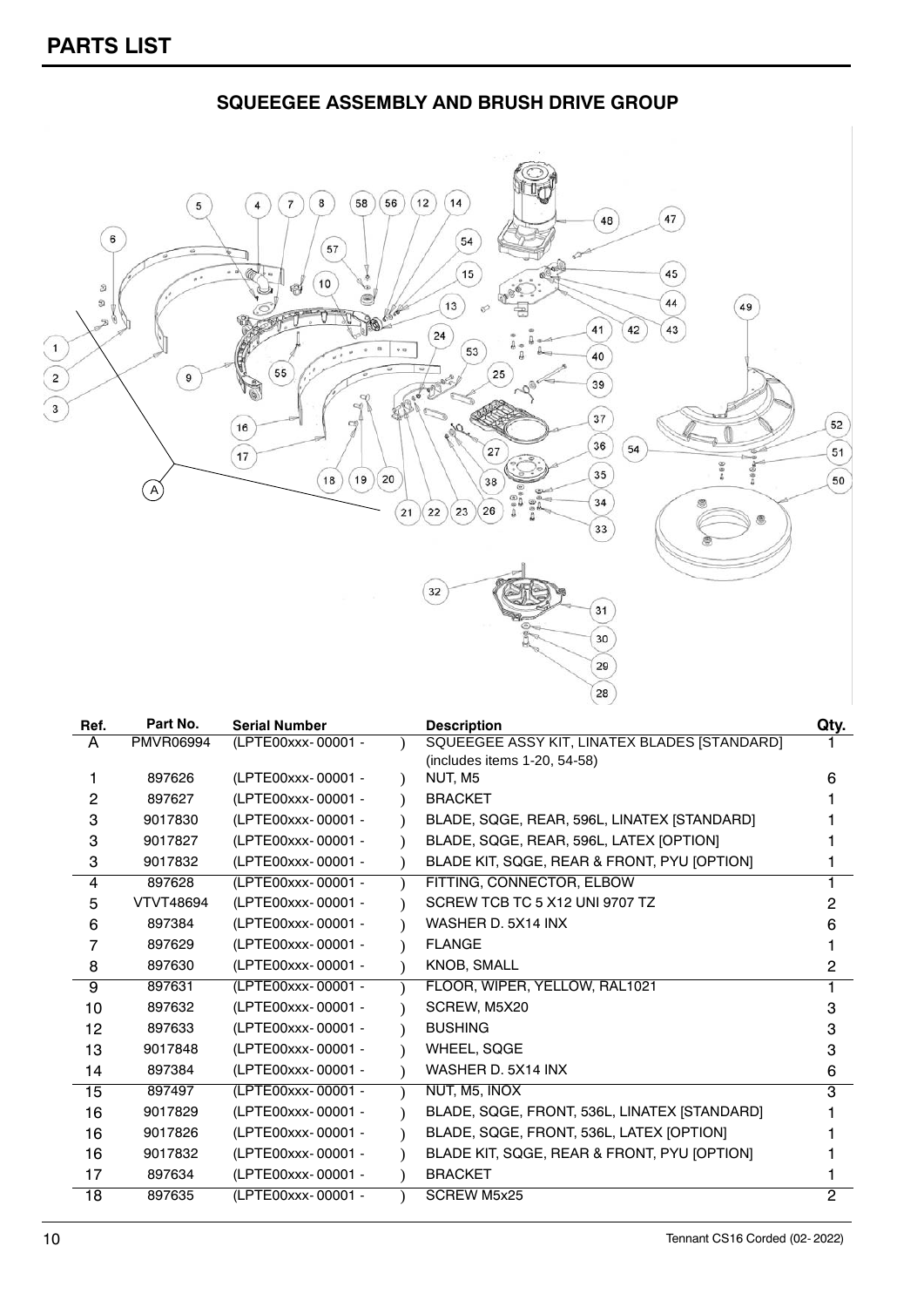# PARTS LIST

## SQUEEGEE ASSEMBLY AND BRUSH DRIVE GROUP

| Ref. | Part No. | Serial Number | Description | Qty. |
|---|---|---|---|---|
| A | PMVR06994 | (LPTE00xxx- 00001 - ) | SQUEEGEE ASSY KIT, LINATEX BLADES [STANDARD] (includes items 1-20, 54-58) | 1 |
| 1 | 897626 | (LPTE00xxx- 00001 - ) | NUT, M5 | 6 |
| 2 | 897627 | (LPTE00xxx- 00001 - ) | BRACKET | 1 |
| 3 | 9017830 | (LPTE00xxx- 00001 - ) | BLADE, SQGE, REAR, 596L, LINATEX [STANDARD] | 1 |
| 3 | 9017827 | (LPTE00xxx- 00001 - ) | BLADE, SQGE, REAR, 596L, LATEX [OPTION] | 1 |
| 3 | 9017832 | (LPTE00xxx- 00001 - ) | BLADE KIT, SQGE, REAR & FRONT, PYU [OPTION] | 1 |
| 4 | 897628 | (LPTE00xxx- 00001 - ) | FITTING, CONNECTOR, ELBOW | 1 |
| 5 | VTVT48694 | (LPTE00xxx- 00001 - ) | SCREW TCB TC 5 X12 UNI 9707 TZ | 2 |
| 6 | 897384 | (LPTE00xxx- 00001 - ) | WASHER D. 5X14 INX | 6 |
| 7 | 897629 | (LPTE00xxx- 00001 - ) | FLANGE | 1 |
| 8 | 897630 | (LPTE00xxx- 00001 - ) | KNOB, SMALL | 2 |
| 9 | 897631 | (LPTE00xxx- 00001 - ) | FLOOR, WIPER, YELLOW, RAL1021 | 1 |
| 10 | 897632 | (LPTE00xxx- 00001 - ) | SCREW, M5X20 | 3 |
| 12 | 897633 | (LPTE00xxx- 00001 - ) | BUSHING | 3 |
| 13 | 9017848 | (LPTE00xxx- 00001 - ) | WHEEL, SQGE | 3 |
| 14 | 897384 | (LPTE00xxx- 00001 - ) | WASHER D. 5X14 INX | 6 |
| 15 | 897497 | (LPTE00xxx- 00001 - ) | NUT, M5, INOX | 3 |
| 16 | 9017829 | (LPTE00xxx- 00001 - ) | BLADE, SQGE, FRONT, 536L, LINATEX [STANDARD] | 1 |
| 16 | 9017826 | (LPTE00xxx- 00001 - ) | BLADE, SQGE, FRONT, 536L, LATEX [OPTION] | 1 |
| 16 | 9017832 | (LPTE00xxx- 00001 - ) | BLADE KIT, SQGE, REAR & FRONT, PYU [OPTION] | 1 |
| 17 | 897634 | (LPTE00xxx- 00001 - ) | BRACKET | 1 |
| 18 | 897635 | (LPTE00xxx- 00001 - ) | SCREW M5x25 | 2 |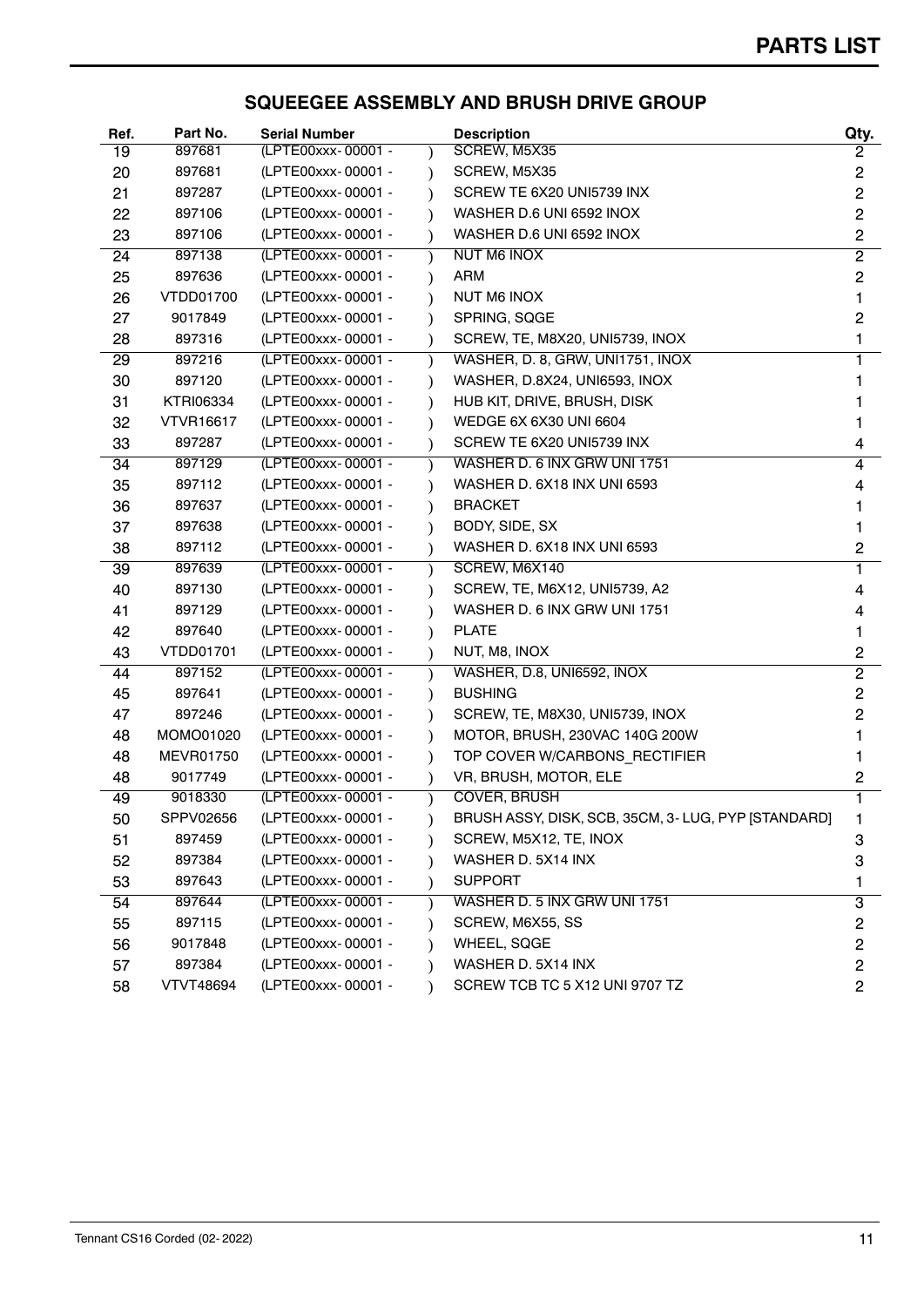## PARTS LIST

### SQUEEGEE ASSEMBLY AND BRUSH DRIVE GROUP

| Ref. | Part No. | Serial Number | | Description | Qty. |
|---|---|---|---|---|---|
| 19 | 897681 | (LPTE00xxx- 00001 - | ) | SCREW, M5X35 | 2 |
| 20 | 897681 | (LPTE00xxx- 00001 - | ) | SCREW, M5X35 | 2 |
| 21 | 897287 | (LPTE00xxx- 00001 - | ) | SCREW TE 6X20 UNI5739 INX | 2 |
| 22 | 897106 | (LPTE00xxx- 00001 - | ) | WASHER D.6 UNI 6592 INOX | 2 |
| 23 | 897106 | (LPTE00xxx- 00001 - | ) | WASHER D.6 UNI 6592 INOX | 2 |
| 24 | 897138 | (LPTE00xxx- 00001 - | ) | NUT M6 INOX | 2 |
| 25 | 897636 | (LPTE00xxx- 00001 - | ) | ARM | 2 |
| 26 | VTDD01700 | (LPTE00xxx- 00001 - | ) | NUT M6 INOX | 1 |
| 27 | 9017849 | (LPTE00xxx- 00001 - | ) | SPRING, SQGE | 2 |
| 28 | 897316 | (LPTE00xxx- 00001 - | ) | SCREW, TE, M8X20, UNI5739, INOX | 1 |
| 29 | 897216 | (LPTE00xxx- 00001 - | ) | WASHER, D. 8, GRW, UNI1751, INOX | 1 |
| 30 | 897120 | (LPTE00xxx- 00001 - | ) | WASHER, D.8X24, UNI6593, INOX | 1 |
| 31 | KTRI06334 | (LPTE00xxx- 00001 - | ) | HUB KIT, DRIVE, BRUSH, DISK | 1 |
| 32 | VTVR16617 | (LPTE00xxx- 00001 - | ) | WEDGE 6X 6X30 UNI 6604 | 1 |
| 33 | 897287 | (LPTE00xxx- 00001 - | ) | SCREW TE 6X20 UNI5739 INX | 4 |
| 34 | 897129 | (LPTE00xxx- 00001 - | ) | WASHER D. 6 INX GRW UNI 1751 | 4 |
| 35 | 897112 | (LPTE00xxx- 00001 - | ) | WASHER D. 6X18 INX UNI 6593 | 4 |
| 36 | 897637 | (LPTE00xxx- 00001 - | ) | BRACKET | 1 |
| 37 | 897638 | (LPTE00xxx- 00001 - | ) | BODY, SIDE, SX | 1 |
| 38 | 897112 | (LPTE00xxx- 00001 - | ) | WASHER D. 6X18 INX UNI 6593 | 2 |
| 39 | 897639 | (LPTE00xxx- 00001 - | ) | SCREW, M6X140 | 1 |
| 40 | 897130 | (LPTE00xxx- 00001 - | ) | SCREW, TE, M6X12, UNI5739, A2 | 4 |
| 41 | 897129 | (LPTE00xxx- 00001 - | ) | WASHER D. 6 INX GRW UNI 1751 | 4 |
| 42 | 897640 | (LPTE00xxx- 00001 - | ) | PLATE | 1 |
| 43 | VTDD01701 | (LPTE00xxx- 00001 - | ) | NUT, M8, INOX | 2 |
| 44 | 897152 | (LPTE00xxx- 00001 - | ) | WASHER, D.8, UNI6592, INOX | 2 |
| 45 | 897641 | (LPTE00xxx- 00001 - | ) | BUSHING | 2 |
| 47 | 897246 | (LPTE00xxx- 00001 - | ) | SCREW, TE, M8X30, UNI5739, INOX | 2 |
| 48 | MOMO01020 | (LPTE00xxx- 00001 - | ) | MOTOR, BRUSH, 230VAC 140G 200W | 1 |
| 48 | MEVR01750 | (LPTE00xxx- 00001 - | ) | TOP COVER W/CARBONS_RECTIFIER | 1 |
| 48 | 9017749 | (LPTE00xxx- 00001 - | ) | VR, BRUSH, MOTOR, ELE | 2 |
| 49 | 9018330 | (LPTE00xxx- 00001 - | ) | COVER, BRUSH | 1 |
| 50 | SPPV02656 | (LPTE00xxx- 00001 - | ) | BRUSH ASSY, DISK, SCB, 35CM, 3- LUG, PYP [STANDARD] | 1 |
| 51 | 897459 | (LPTE00xxx- 00001 - | ) | SCREW, M5X12, TE, INOX | 3 |
| 52 | 897384 | (LPTE00xxx- 00001 - | ) | WASHER D. 5X14 INX | 3 |
| 53 | 897643 | (LPTE00xxx- 00001 - | ) | SUPPORT | 1 |
| 54 | 897644 | (LPTE00xxx- 00001 - | ) | WASHER D. 5 INX GRW UNI 1751 | 3 |
| 55 | 897115 | (LPTE00xxx- 00001 - | ) | SCREW, M6X55, SS | 2 |
| 56 | 9017848 | (LPTE00xxx- 00001 - | ) | WHEEL, SQGE | 2 |
| 57 | 897384 | (LPTE00xxx- 00001 - | ) | WASHER D. 5X14 INX | 2 |
| 58 | VTVT48694 | (LPTE00xxx- 00001 - | ) | SCREW TCB TC 5 X12 UNI 9707 TZ | 2 |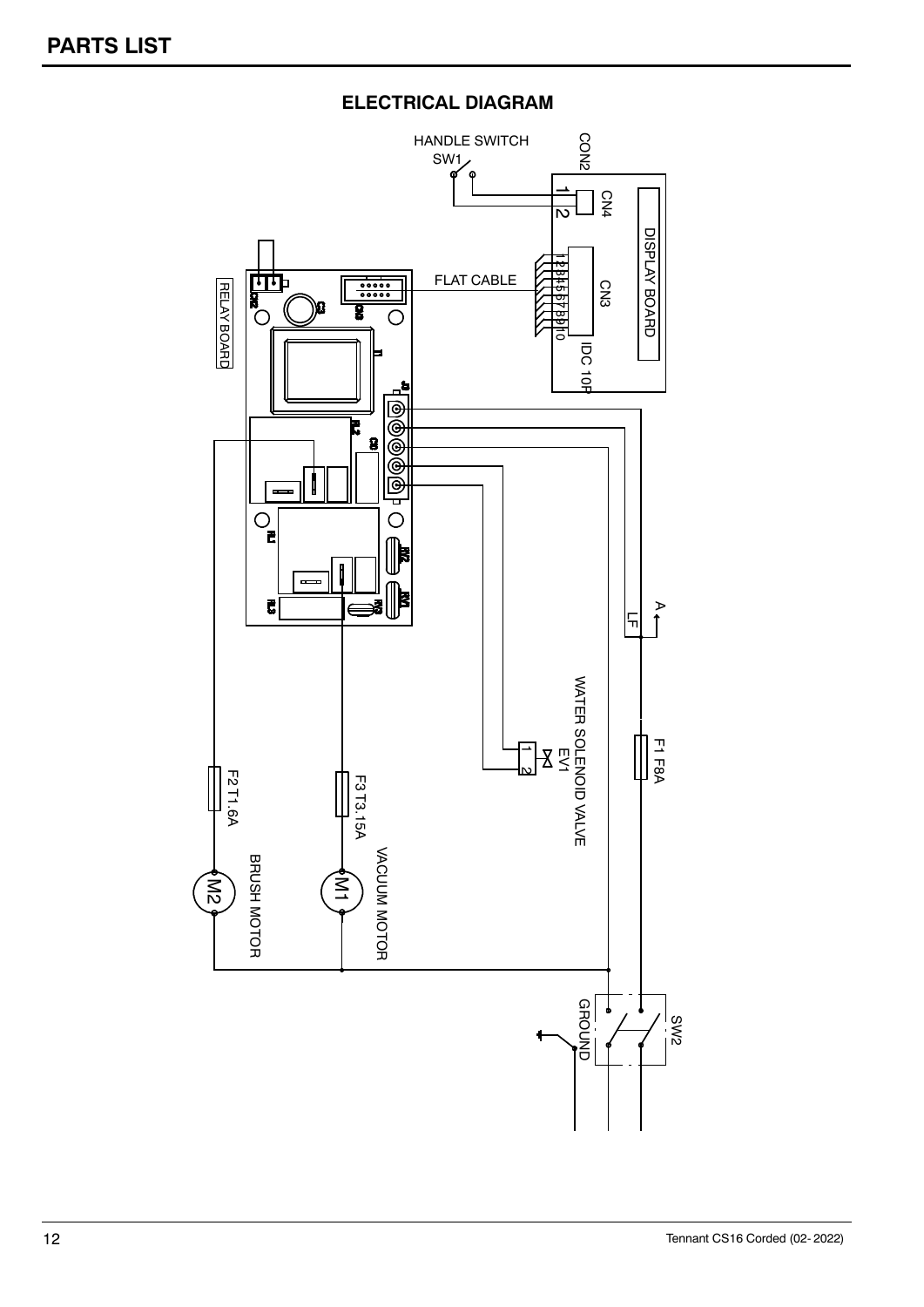# PARTS LIST

## ELECTRICAL DIAGRAM

HANDLE SWITCH

SW1

CON2

CN4

DISPLAY BOARD

FLAT CABLE

CN3

IDC 10P

RELAY BOARD

A

LF

WATER SOLENOID VALVE

EV1

F1 F8A

F2 T1.6A

F3 T3.15A

M1

M2

VACUUM MOTOR

BRUSH MOTOR

SW2

GROUND